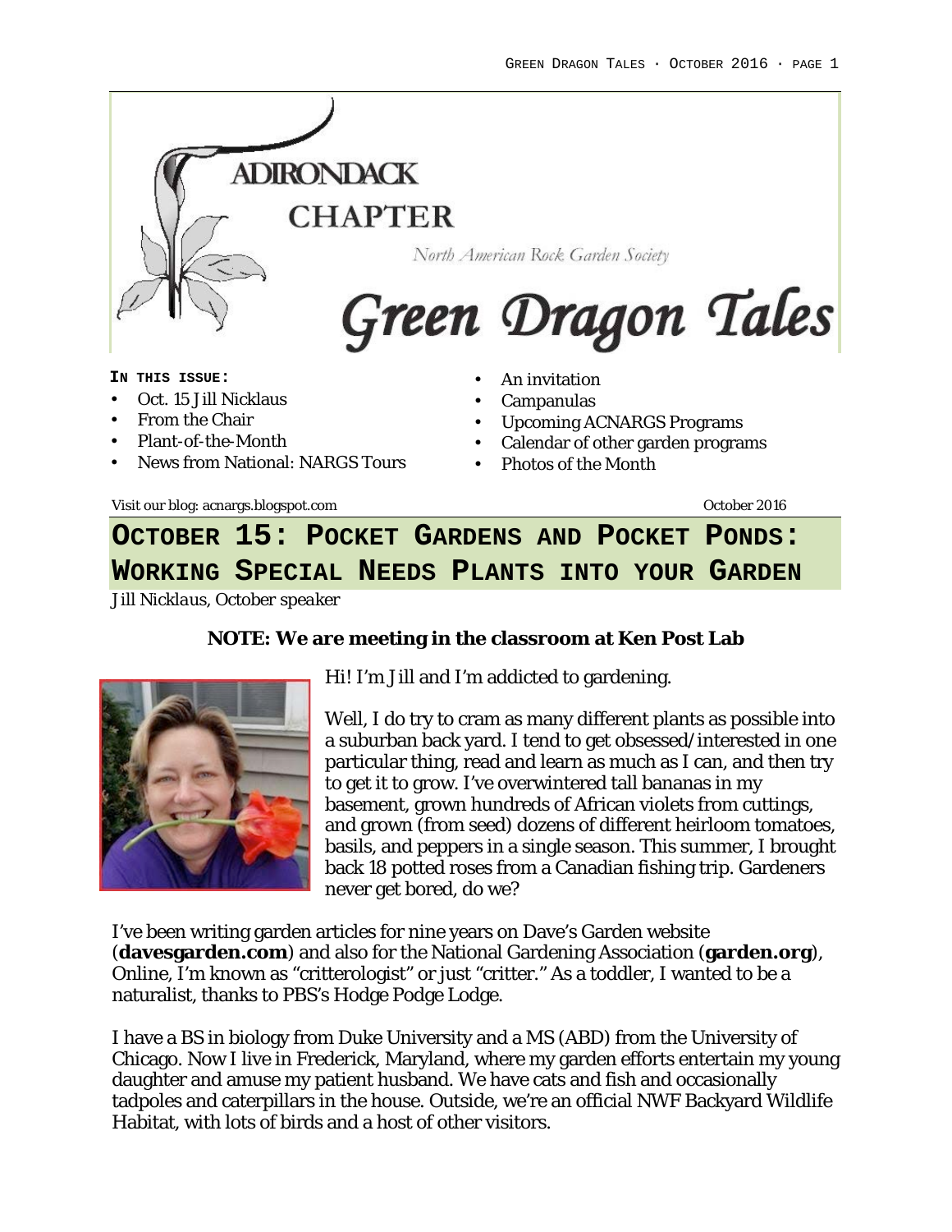# ADIRONDACK CHAPTER

North American Rock Garden Society

# Green Dragon Tales

**IN THIS ISSUE:**

- Oct. 15 Jill Nicklaus
- From the Chair
- Plant-of-the-Month
- News from National: NARGS Tours
- An invitation
- Campanulas
- Upcoming ACNARGS Programs
- Calendar of other garden programs
- Photos of the Month

Visit our blog: acnargs.blogspot.com

October 2016

## OCTOBER 15: POCKET GARDENS AND POCKET PONDS: WORKING SPECIAL NEEDS PLANTS INTO YOUR GARDEN

*Jill Nicklaus, October speaker*

**NOTE: We are meeting in the classroom at Ken Post Lab**

Hi! I'm Jill and I'm addicted to gardening.

Well, I do try to cram as many different plants as possible into a suburban back yard. I tend to get obsessed/interested in one particular thing, read and learn as much as I can, and then try to get it to grow. I've overwintered tall bananas in my basement, grown hundreds of African violets from cuttings, and grown (from seed) dozens of different heirloom tomatoes, basils, and peppers in a single season. This summer, I brought back 18 potted roses from a Canadian fishing trip. Gardeners never get bored, do we?

I've been writing garden articles for nine years on Dave's Garden website (**davesgarden.com**) and also for the National Gardening Association (**garden.org**), Online, I'm known as "critterologist" or just "critter." As a toddler, I wanted to be a naturalist, thanks to PBS's Hodge Podge Lodge.

I have a BS in biology from Duke University and a MS (ABD) from the University of Chicago. Now I live in Frederick, Maryland, where my garden efforts entertain my young daughter and amuse my patient husband. We have cats and fish and occasionally tadpoles and caterpillars in the house. Outside, we're an official NWF Backyard Wildlife Habitat, with lots of birds and a host of other visitors.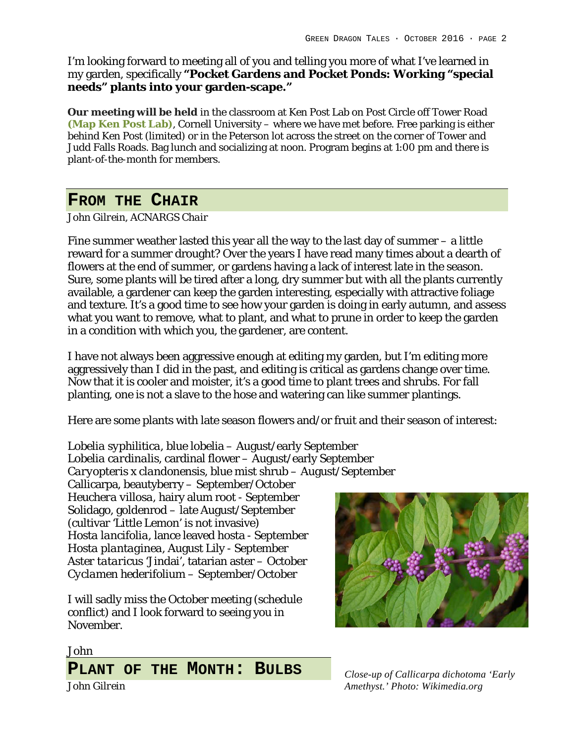I'm looking forward to meeting all of you and telling you more of what I've learned in my garden, specifically **"Pocket Gardens and Pocket Ponds: Working "special needs" plants into your garden-scape."**

**Our meeting will be held** in the classroom at Ken Post Lab on Post Circle off Tower Road **(Map Ken Post Lab)**, Cornell University – where we have met before. Free parking is either behind Ken Post (limited) or in the Peterson lot across the street on the corner of Tower and Judd Falls Roads. Bag lunch and socializing at noon. Program begins at 1:00 pm and there is plant-of-the-month for members.

## FROM THE CHAIR

*John Gilrein, ACNARGS Chair*

Fine summer weather lasted this year all the way to the last day of summer – a little reward for a summer drought? Over the years I have read many times about a dearth of flowers at the end of summer, or gardens having a lack of interest late in the season. Sure, some plants will be tired after a long, dry summer but with all the plants currently available, a gardener can keep the garden interesting, especially with attractive foliage and texture. It's a good time to see how your garden is doing in early autumn, and assess what you want to remove, what to plant, and what to prune in order to keep the garden in a condition with which you, the gardener, are content.

I have not always been aggressive enough at editing my garden, but I'm editing more aggressively than I did in the past, and editing is critical as gardens change over time. Now that it is cooler and moister, it's a good time to plant trees and shrubs. For fall planting, one is not a slave to the hose and watering can like summer plantings.

Here are some plants with late season flowers and/or fruit and their season of interest:

*Lobelia syphilitica*, blue lobelia – August/early September
*Lobelia cardinalis*, cardinal flower – August/early September
*Caryopteris x clandonensis*, blue mist shrub – August/September
Callicarpa, beautyberry – September/October
*Heuchera villosa*, hairy alum root - September
Solidago, goldenrod – late August/September
(cultivar 'Little Lemon' is not invasive)
*Hosta lancifolia*, lance leaved hosta - September
*Hosta plantaginea*, August Lily - September
*Aster tataricus* 'Jindai', tatarian aster – October
*Cyclamen hederifolium* – September/October

I will sadly miss the October meeting (schedule conflict) and I look forward to seeing you in November.

John

*Close-up of Callicarpa dichotoma 'Early Amethyst.' Photo: Wikimedia.org*

## PLANT OF THE MONTH: BULBS

*John Gilrein*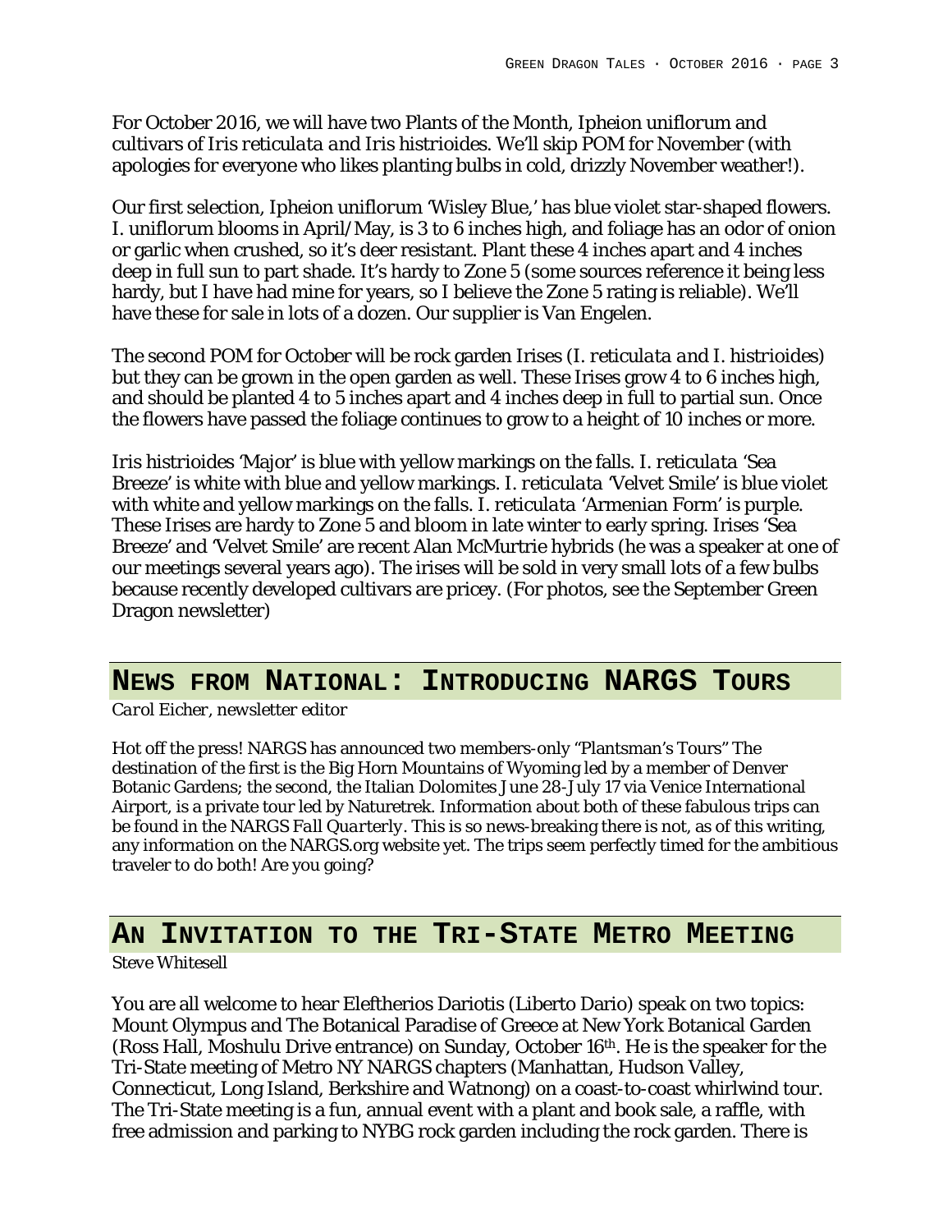For October 2016, we will have two Plants of the Month, Ipheion uniflorum and cultivars of *Iris reticulata and Iris histrioides*. We'll skip POM for November (with apologies for everyone who likes planting bulbs in cold, drizzly November weather!).

Our first selection, Ipheion uniflorum 'Wisley Blue,' has blue violet star-shaped flowers. I. uniflorum blooms in April/May, is 3 to 6 inches high, and foliage has an odor of onion or garlic when crushed, so it's deer resistant. Plant these 4 inches apart and 4 inches deep in full sun to part shade. It's hardy to Zone 5 (some sources reference it being less hardy, but I have had mine for years, so I believe the Zone 5 rating is reliable). We'll have these for sale in lots of a dozen. Our supplier is Van Engelen.

The second POM for October will be rock garden Irises (*I. reticulata and I. histrioides*) but they can be grown in the open garden as well. These Irises grow 4 to 6 inches high, and should be planted 4 to 5 inches apart and 4 inches deep in full to partial sun. Once the flowers have passed the foliage continues to grow to a height of 10 inches or more.

*Iris histrioides* 'Major' is blue with yellow markings on the falls. *I. reticulata* 'Sea Breeze' is white with blue and yellow markings. *I. reticulata* 'Velvet Smile' is blue violet with white and yellow markings on the falls. *I. reticulata* 'Armenian Form' is purple. These Irises are hardy to Zone 5 and bloom in late winter to early spring. Irises 'Sea Breeze' and 'Velvet Smile' are recent Alan McMurtrie hybrids (he was a speaker at one of our meetings several years ago). The irises will be sold in very small lots of a few bulbs because recently developed cultivars are pricey. (For photos, see the September Green Dragon newsletter)

## NEWS FROM NATIONAL: INTRODUCING NARGS TOURS

*Carol Eicher, newsletter editor*

Hot off the press! NARGS has announced two members-only "Plantsman's Tours" The destination of the first is the Big Horn Mountains of Wyoming led by a member of Denver Botanic Gardens; the second, the Italian Dolomites June 28-July 17 via Venice International Airport, is a private tour led by Naturetrek. Information about both of these fabulous trips can be found in the NARGS *Fall Quarterly*. This is so news-breaking there is not, as of this writing, any information on the NARGS.org website yet. The trips seem perfectly timed for the ambitious traveler to do both! Are you going?

## AN INVITATION TO THE TRI-STATE METRO MEETING

*Steve Whitesell*

You are all welcome to hear Eleftherios Dariotis (Liberto Dario) speak on two topics: Mount Olympus and The Botanical Paradise of Greece at New York Botanical Garden (Ross Hall, Moshulu Drive entrance) on Sunday, October 16th. He is the speaker for the Tri-State meeting of Metro NY NARGS chapters (Manhattan, Hudson Valley, Connecticut, Long Island, Berkshire and Watnong) on a coast-to-coast whirlwind tour. The Tri-State meeting is a fun, annual event with a plant and book sale, a raffle, with free admission and parking to NYBG rock garden including the rock garden. There is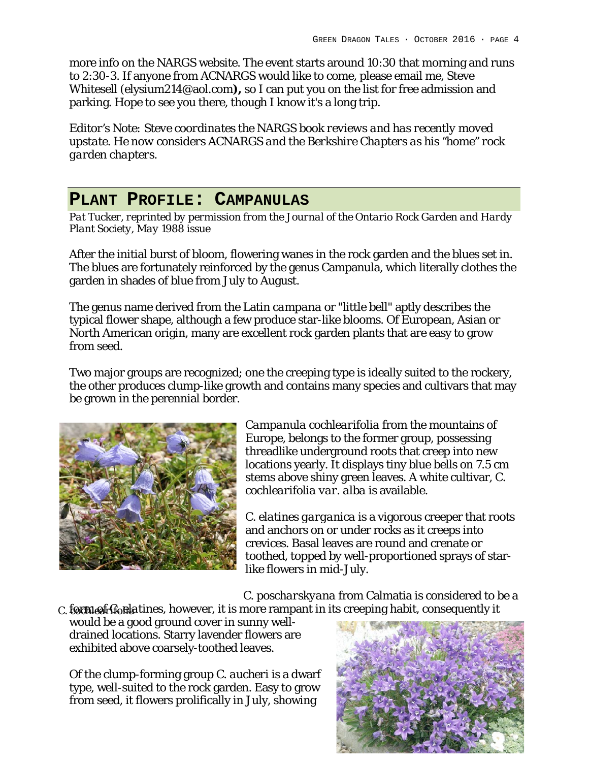more info on the NARGS website. The event starts around 10:30 that morning and runs to 2:30-3. If anyone from ACNARGS would like to come, please email me, Steve Whitesell (elysium214@aol.com**),** so I can put you on the list for free admission and parking. Hope to see you there, though I know it's a long trip.

*Editor's Note: Steve coordinates the NARGS book reviews and has recently moved upstate. He now considers ACNARGS and the Berkshire Chapters as his "home" rock garden chapters.*

## PLANT PROFILE: CAMPANULAS

*Pat Tucker, reprinted by permission from the Journal of the Ontario Rock Garden and Hardy Plant Society, May 1988 issue*

After the initial burst of bloom, flowering wanes in the rock garden and the blues set in. The blues are fortunately reinforced by the genus Campanula, which literally clothes the garden in shades of blue from July to August.

The genus name derived from the Latin *campana* or "little bell" aptly describes the typical flower shape, although a few produce star-like blooms. Of European, Asian or North American origin, many are excellent rock garden plants that are easy to grow from seed.

Two major groups are recognized; one the creeping type is ideally suited to the rockery, the other produces clump-like growth and contains many species and cultivars that may be grown in the perennial border.

*Campanula cochlearifolia* from the mountains of Europe, belongs to the former group, possessing threadlike underground roots that creep into new locations yearly. It displays tiny blue bells on 7.5 cm stems above shiny green leaves. A white cultivar, *C. cochlearifolia var. alba* is available.

C. cochlearifolia

*C. elatines garganica* is a vigorous creeper that roots and anchors on or under rocks as it creeps into crevices. Basal leaves are round and crenate or toothed, topped by well-proportioned sprays of star-like flowers in mid-July.

*C. poscharskyana* from Calmatia is considered to be a form of C. elatines, however, it is more rampant in its creeping habit, consequently it would be a good ground cover in sunny well-drained locations. Starry lavender flowers are exhibited above coarsely-toothed leaves.

Of the clump-forming group *C. aucheri* is a dwarf type, well-suited to the rock garden. Easy to grow from seed, it flowers prolifically in July, showing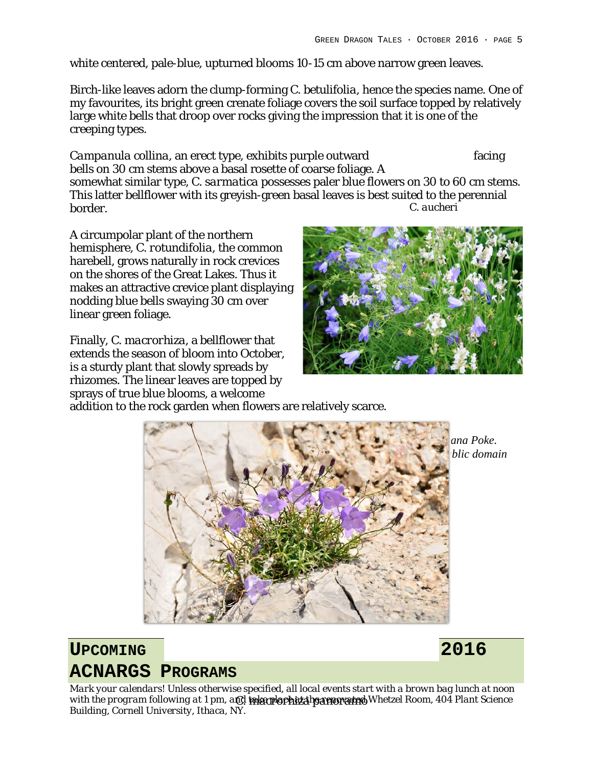white centered, pale-blue, upturned blooms 10-15 cm above narrow green leaves.

Birch-like leaves adorn the clump-forming *C. betulifolia*, hence the species name. One of my favourites, its bright green crenate foliage covers the soil surface topped by relatively large white bells that droop over rocks giving the impression that it is one of the creeping types.

*Campanula collina*, an erect type, exhibits purple outward facing bells on 30 cm stems above a basal rosette of coarse foliage. A somewhat similar type, *C. sarmatica* possesses paler blue flowers on 30 to 60 cm stems. This latter bellflower with its greyish-green basal leaves is best suited to the perennial border.

*C. aucheri*

A circumpolar plant of the northern hemisphere, *C. rotundifolia*, the common harebell, grows naturally in rock crevices on the shores of the Great Lakes. Thus it makes an attractive crevice plant displaying nodding blue bells swaying 30 cm over linear green foliage.

Finally, *C. macrorhiza*, a bellflower that extends the season of bloom into October, is a sturdy plant that slowly spreads by rhizomes. The linear leaves are topped by sprays of true blue blooms, a welcome addition to the rock garden when flowers are relatively scarce.

*ana Poke.*
*blic domain*

*C. macrorhiza panoramio*

## UPCOMING 2016 ACNARGS PROGRAMS

*Mark your calendars! Unless otherwise specified, all local events start with a brown bag lunch at noon with the program following at 1 pm, and take place at the renovated Whetzel Room, 404 Plant Science Building, Cornell University, Ithaca, NY.*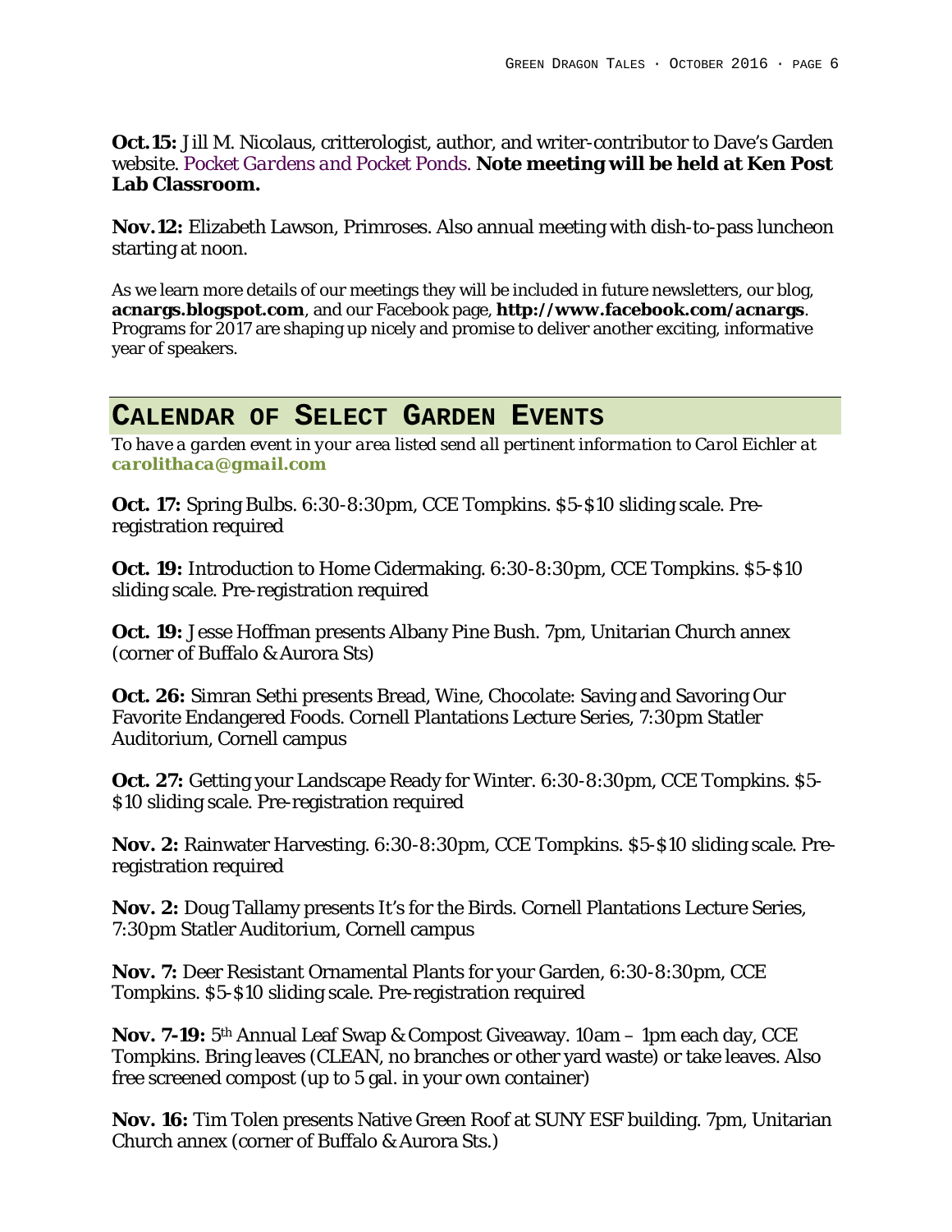**Oct. 15:** Jill M. Nicolaus, critterologist, author, and writer-contributor to Dave's Garden website. *Pocket Gardens and Pocket Ponds.* **Note meeting will be held at Ken Post Lab Classroom.**

**Nov. 12:** Elizabeth Lawson, Primroses. Also annual meeting with dish-to-pass luncheon starting at noon.

As we learn more details of our meetings they will be included in future newsletters, our blog, **acnargs.blogspot.com**, and our Facebook page, **http://www.facebook.com/acnargs**. Programs for 2017 are shaping up nicely and promise to deliver another exciting, informative year of speakers.

## Calendar of Select Garden Events

*To have a garden event in your area listed send all pertinent information to Carol Eichler at* ***carolithaca@gmail.com***

**Oct. 17:** Spring Bulbs. 6:30-8:30pm, CCE Tompkins. $5-$10 sliding scale. Pre-registration required

**Oct. 19:** Introduction to Home Cidermaking. 6:30-8:30pm, CCE Tompkins. $5-$10 sliding scale. Pre-registration required

**Oct. 19:** Jesse Hoffman presents Albany Pine Bush. 7pm, Unitarian Church annex (corner of Buffalo & Aurora Sts)

**Oct. 26:** Simran Sethi presents Bread, Wine, Chocolate: Saving and Savoring Our Favorite Endangered Foods. Cornell Plantations Lecture Series, 7:30pm Statler Auditorium, Cornell campus

**Oct. 27:** Getting your Landscape Ready for Winter. 6:30-8:30pm, CCE Tompkins. $5-$10 sliding scale. Pre-registration required

**Nov. 2:** Rainwater Harvesting. 6:30-8:30pm, CCE Tompkins. $5-$10 sliding scale. Pre-registration required

**Nov. 2:** Doug Tallamy presents It's for the Birds. Cornell Plantations Lecture Series, 7:30pm Statler Auditorium, Cornell campus

**Nov. 7:** Deer Resistant Ornamental Plants for your Garden, 6:30-8:30pm, CCE Tompkins. $5-$10 sliding scale. Pre-registration required

**Nov. 7-19:** 5th Annual Leaf Swap & Compost Giveaway. 10am – 1pm each day, CCE Tompkins. Bring leaves (CLEAN, no branches or other yard waste) or take leaves. Also free screened compost (up to 5 gal. in your own container)

**Nov. 16:** Tim Tolen presents Native Green Roof at SUNY ESF building. 7pm, Unitarian Church annex (corner of Buffalo & Aurora Sts.)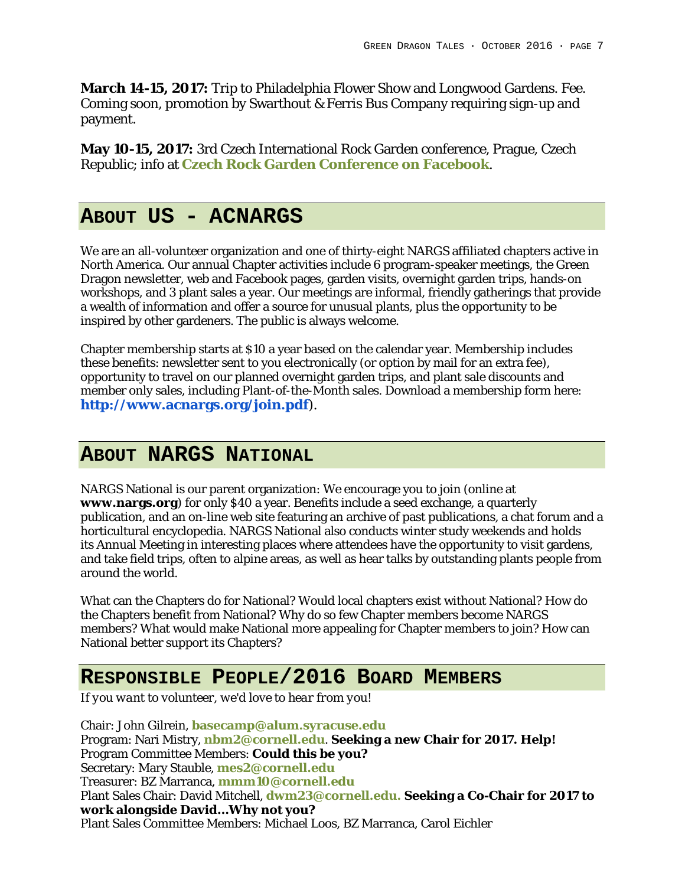**March 14-15, 2017:** Trip to Philadelphia Flower Show and Longwood Gardens. Fee. Coming soon, promotion by Swarthout & Ferris Bus Company requiring sign-up and payment.

**May 10-15, 2017:** 3rd Czech International Rock Garden conference, Prague, Czech Republic; info at **Czech Rock Garden Conference on Facebook**.

## About US - ACNARGS

We are an all-volunteer organization and one of thirty-eight NARGS affiliated chapters active in North America. Our annual Chapter activities include 6 program-speaker meetings, the Green Dragon newsletter, web and Facebook pages, garden visits, overnight garden trips, hands-on workshops, and 3 plant sales a year. Our meetings are informal, friendly gatherings that provide a wealth of information and offer a source for unusual plants, plus the opportunity to be inspired by other gardeners. The public is always welcome.

Chapter membership starts at $10 a year based on the calendar year. Membership includes these benefits: newsletter sent to you electronically (or option by mail for an extra fee), opportunity to travel on our planned overnight garden trips, and plant sale discounts and member only sales, including Plant-of-the-Month sales. Download a membership form here: **http://www.acnargs.org/join.pdf**).

## About NARGS National

NARGS National is our parent organization: We encourage you to join (online at **www.nargs.org**) for only $40 a year. Benefits include a seed exchange, a quarterly publication, and an on-line web site featuring an archive of past publications, a chat forum and a horticultural encyclopedia. NARGS National also conducts winter study weekends and holds its Annual Meeting in interesting places where attendees have the opportunity to visit gardens, and take field trips, often to alpine areas, as well as hear talks by outstanding plants people from around the world.

What can the Chapters do for National? Would local chapters exist without National? How do the Chapters benefit from National? Why do so few Chapter members become NARGS members? What would make National more appealing for Chapter members to join? How can National better support its Chapters?

## Responsible People/2016 Board Members

*If you want to volunteer, we'd love to hear from you!*

Chair: John Gilrein, **basecamp@alum.syracuse.edu**
Program: Nari Mistry, **nbm2@cornell.edu**. **Seeking a new Chair for 2017. Help!**
Program Committee Members: **Could this be you?**
Secretary: Mary Stauble, **mes2@cornell.edu**
Treasurer: BZ Marranca, **mmm10@cornell.edu**
Plant Sales Chair: David Mitchell, **dwm23@cornell.edu. Seeking a Co-Chair for 2017 to work alongside David…Why not you?**
Plant Sales Committee Members: Michael Loos, BZ Marranca, Carol Eichler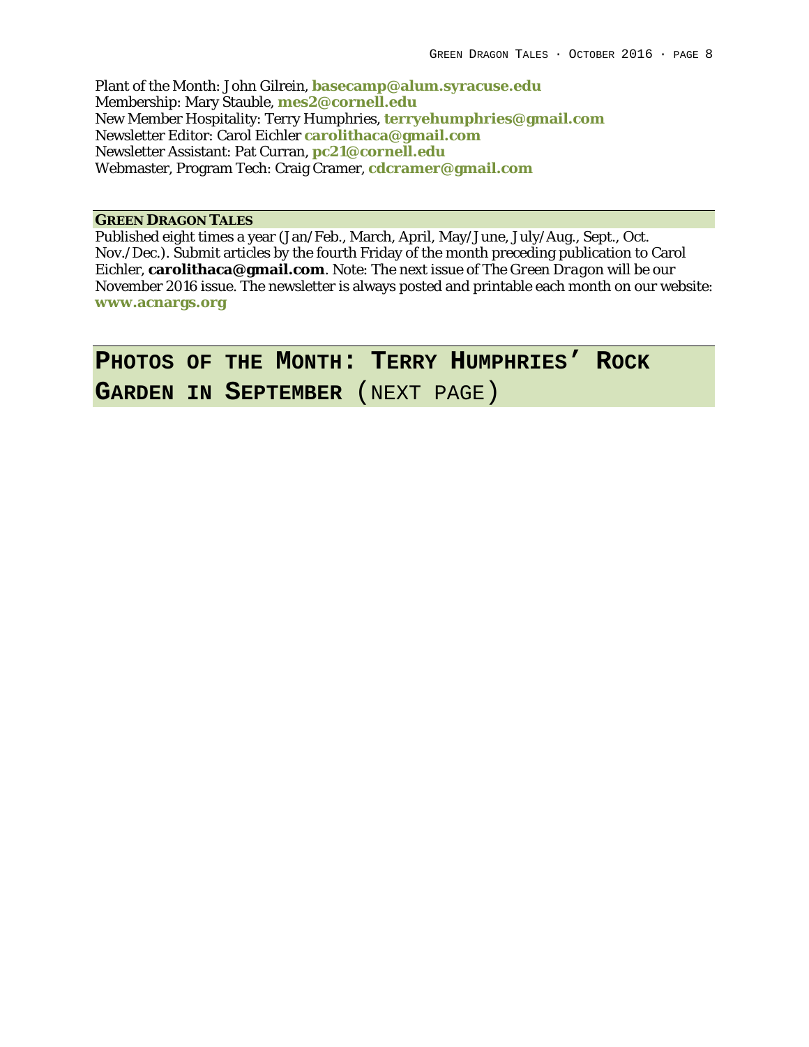Plant of the Month: John Gilrein, **basecamp@alum.syracuse.edu**
Membership: Mary Stauble, **mes2@cornell.edu**
New Member Hospitality: Terry Humphries, **terryehumphries@gmail.com**
Newsletter Editor: Carol Eichler **carolithaca@gmail.com**
Newsletter Assistant: Pat Curran, **pc21@cornell.edu**
Webmaster, Program Tech: Craig Cramer, **cdcramer@gmail.com**

### GREEN DRAGON TALES

Published eight times a year (Jan/Feb., March, April, May/June, July/Aug., Sept., Oct. Nov./Dec.). Submit articles by the fourth Friday of the month preceding publication to Carol Eichler, **carolithaca@gmail.com**. Note: The next issue of *The Green Dragon* will be our November 2016 issue. The newsletter is always posted and printable each month on our website: **www.acnargs.org**

## PHOTOS OF THE MONTH: TERRY HUMPHRIES' ROCK GARDEN IN SEPTEMBER (NEXT PAGE)